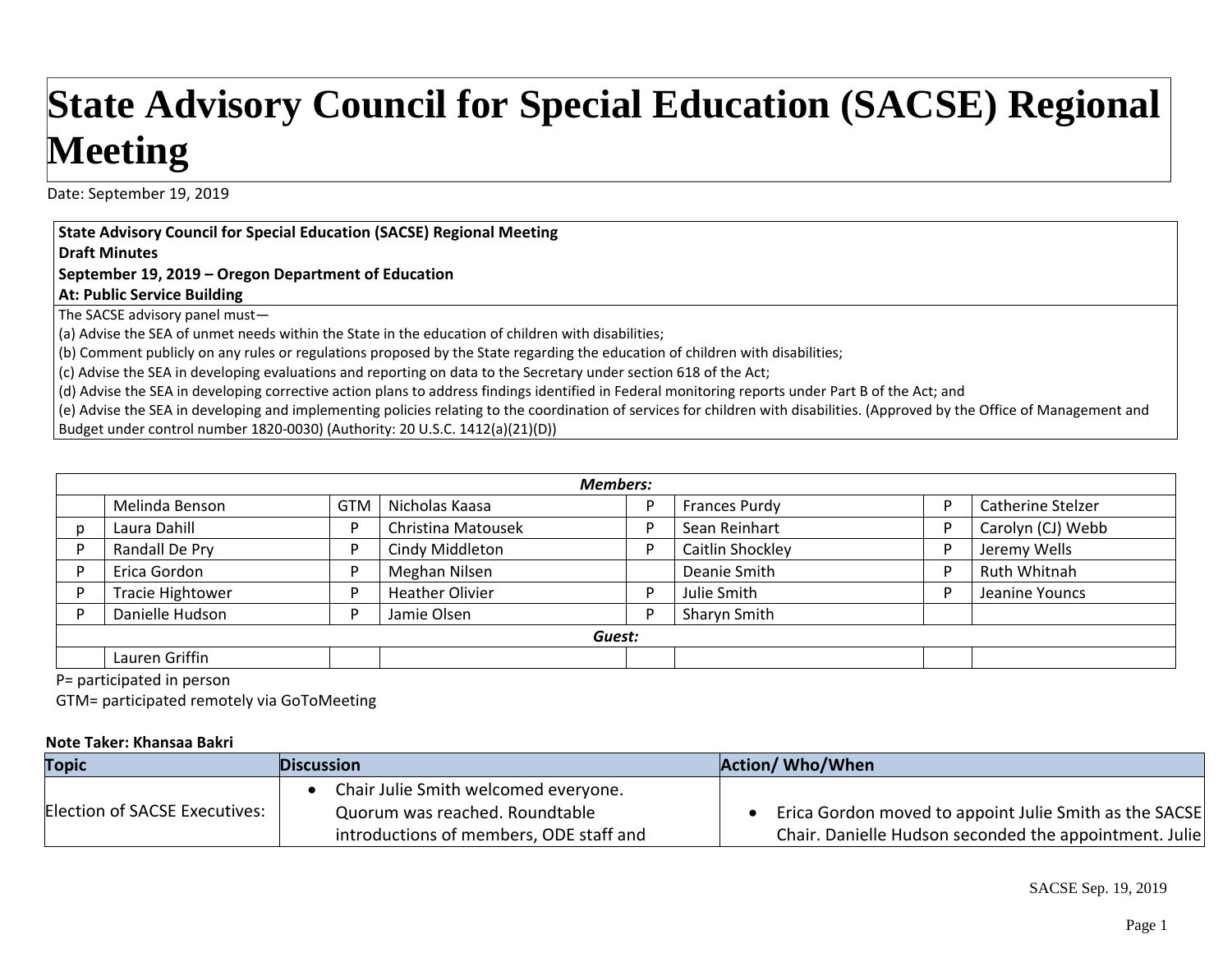# State Advisory Council for Special Education (SACSE) Regional Meeting

Date: September 19, 2019

**State Advisory Council for Special Education (SACSE) Regional Meeting**
**Draft Minutes**
**September 19, 2019 – Oregon Department of Education**
**At: Public Service Building**

The SACSE advisory panel must—
(a) Advise the SEA of unmet needs within the State in the education of children with disabilities;
(b) Comment publicly on any rules or regulations proposed by the State regarding the education of children with disabilities;
(c) Advise the SEA in developing evaluations and reporting on data to the Secretary under section 618 of the Act;
(d) Advise the SEA in developing corrective action plans to address findings identified in Federal monitoring reports under Part B of the Act; and
(e) Advise the SEA in developing and implementing policies relating to the coordination of services for children with disabilities. (Approved by the Office of Management and Budget under control number 1820-0030) (Authority: 20 U.S.C. 1412(a)(21)(D))

| ***Members:*** | | | | | | | |
|---|---|---|---|---|---|---|---|
| | Melinda Benson | GTM | Nicholas Kaasa | P | Frances Purdy | P | Catherine Stelzer |
| p | Laura Dahill | P | Christina Matousek | P | Sean Reinhart | P | Carolyn (CJ) Webb |
| P | Randall De Pry | P | Cindy Middleton | P | Caitlin Shockley | P | Jeremy Wells |
| P | Erica Gordon | P | Meghan Nilsen | | Deanie Smith | P | Ruth Whitnah |
| P | Tracie Hightower | P | Heather Olivier | P | Julie Smith | P | Jeanine Youncs |
| P | Danielle Hudson | P | Jamie Olsen | P | Sharyn Smith | | |
| ***Guest:*** | | | | | | | |
| | Lauren Griffin | | | | | | |

P= participated in person
GTM= participated remotely via GoToMeeting

**Note Taker: Khansaa Bakri**

| Topic | Discussion | Action/ Who/When |
|---|---|---|
| Election of SACSE Executives: | • Chair Julie Smith welcomed everyone. Quorum was reached. Roundtable introductions of members, ODE staff and | • Erica Gordon moved to appoint Julie Smith as the SACSE Chair. Danielle Hudson seconded the appointment. Julie |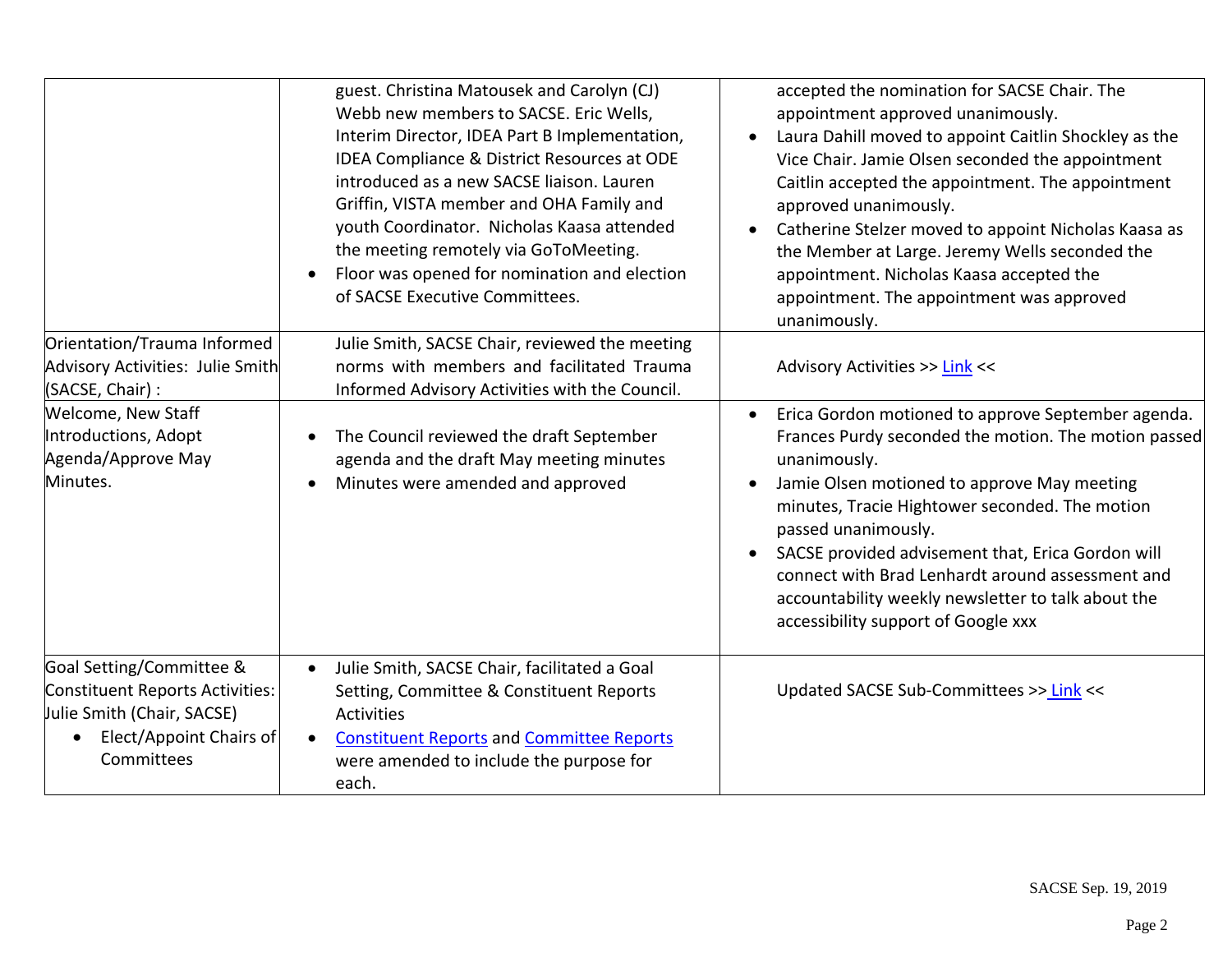| | | |
|---|---|---|
| | guest. Christina Matousek and Carolyn (CJ) Webb new members to SACSE. Eric Wells, Interim Director, IDEA Part B Implementation, IDEA Compliance & District Resources at ODE introduced as a new SACSE liaison. Lauren Griffin, VISTA member and OHA Family and youth Coordinator. Nicholas Kaasa attended the meeting remotely via GoToMeeting.<br>• Floor was opened for nomination and election of SACSE Executive Committees. | accepted the nomination for SACSE Chair. The appointment approved unanimously.<br>• Laura Dahill moved to appoint Caitlin Shockley as the Vice Chair. Jamie Olsen seconded the appointment Caitlin accepted the appointment. The appointment approved unanimously.<br>• Catherine Stelzer moved to appoint Nicholas Kaasa as the Member at Large. Jeremy Wells seconded the appointment. Nicholas Kaasa accepted the appointment. The appointment was approved unanimously. |
| Orientation/Trauma Informed Advisory Activities: Julie Smith (SACSE, Chair) : | Julie Smith, SACSE Chair, reviewed the meeting norms with members and facilitated Trauma Informed Advisory Activities with the Council. | Advisory Activities >> Link << |
| Welcome, New Staff Introductions, Adopt Agenda/Approve May Minutes. | • The Council reviewed the draft September agenda and the draft May meeting minutes<br>• Minutes were amended and approved | • Erica Gordon motioned to approve September agenda. Frances Purdy seconded the motion. The motion passed unanimously.<br>• Jamie Olsen motioned to approve May meeting minutes, Tracie Hightower seconded. The motion passed unanimously.<br>• SACSE provided advisement that, Erica Gordon will connect with Brad Lenhardt around assessment and accountability weekly newsletter to talk about the accessibility support of Google xxx |
| Goal Setting/Committee & Constituent Reports Activities: Julie Smith (Chair, SACSE)<br>• Elect/Appoint Chairs of Committees | • Julie Smith, SACSE Chair, facilitated a Goal Setting, Committee & Constituent Reports Activities<br>• Constituent Reports and Committee Reports were amended to include the purpose for each. | Updated SACSE Sub-Committees >> Link << |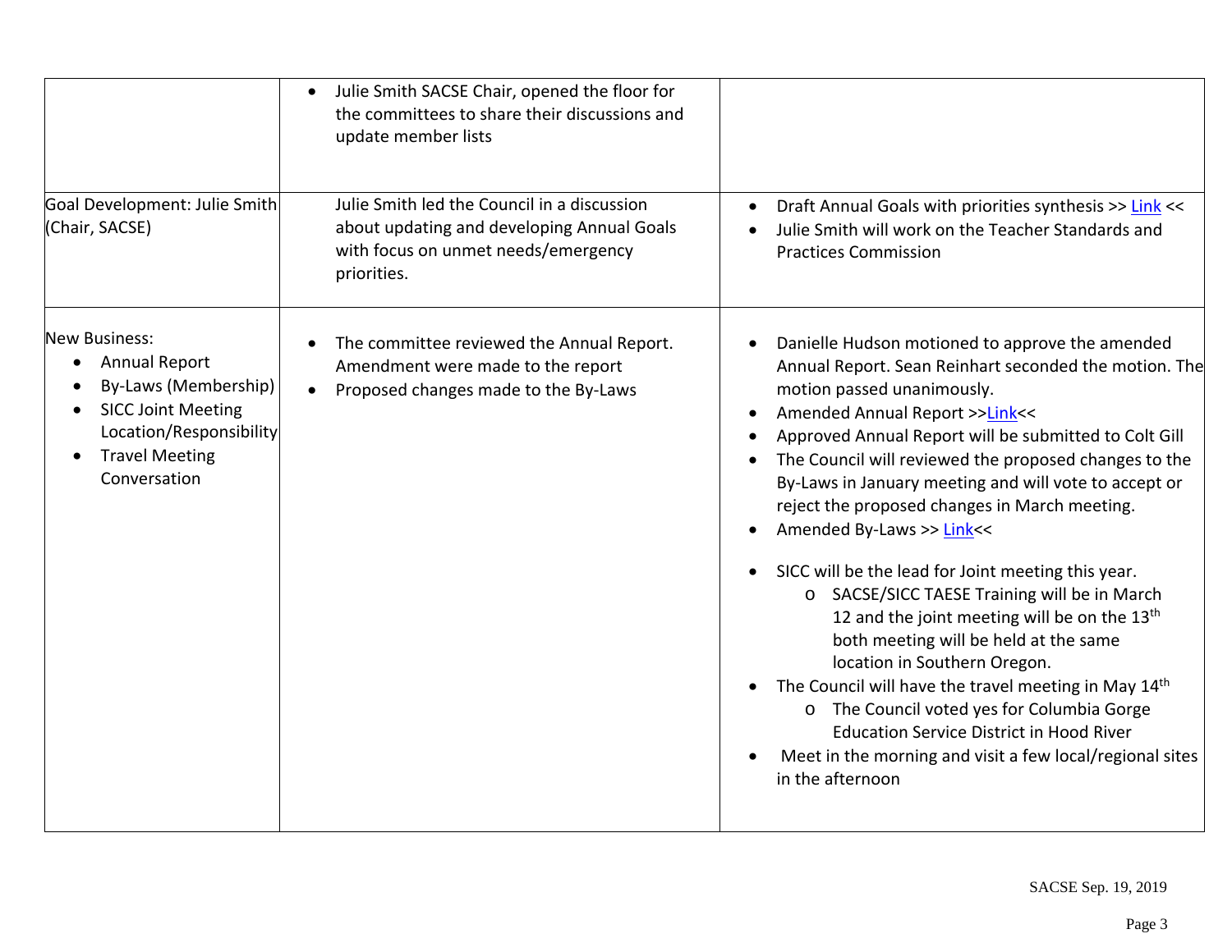| | | |
|---|---|---|
| | • Julie Smith SACSE Chair, opened the floor for the committees to share their discussions and update member lists | |
| Goal Development: Julie Smith (Chair, SACSE) | Julie Smith led the Council in a discussion about updating and developing Annual Goals with focus on unmet needs/emergency priorities. | • Draft Annual Goals with priorities synthesis >> Link << <br> • Julie Smith will work on the Teacher Standards and Practices Commission |
| New Business: <br> • Annual Report <br> • By-Laws (Membership) <br> • SICC Joint Meeting Location/Responsibility <br> • Travel Meeting Conversation | • The committee reviewed the Annual Report. Amendment were made to the report <br> • Proposed changes made to the By-Laws | • Danielle Hudson motioned to approve the amended Annual Report. Sean Reinhart seconded the motion. The motion passed unanimously. <br> • Amended Annual Report >>Link<< <br> • Approved Annual Report will be submitted to Colt Gill <br> • The Council will reviewed the proposed changes to the By-Laws in January meeting and will vote to accept or reject the proposed changes in March meeting. <br> • Amended By-Laws >> Link<< <br> • SICC will be the lead for Joint meeting this year. <br> &nbsp;&nbsp;&nbsp;&nbsp;o SACSE/SICC TAESE Training will be in March 12 and the joint meeting will be on the 13th both meeting will be held at the same location in Southern Oregon. <br> • The Council will have the travel meeting in May 14th <br> &nbsp;&nbsp;&nbsp;&nbsp;o The Council voted yes for Columbia Gorge Education Service District in Hood River <br> • Meet in the morning and visit a few local/regional sites in the afternoon |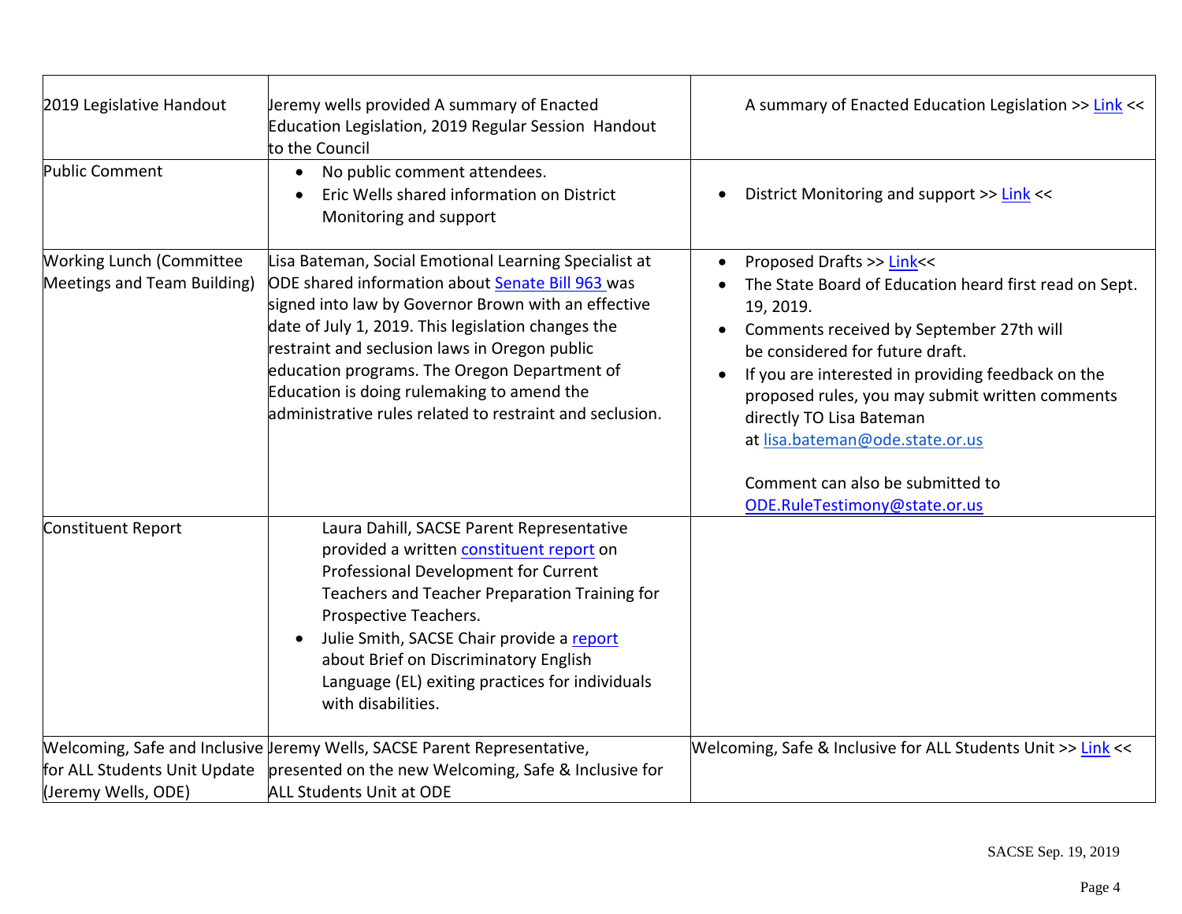| | | |
|---|---|---|
| 2019 Legislative Handout | Jeremy wells provided A summary of Enacted Education Legislation, 2019 Regular Session Handout to the Council | A summary of Enacted Education Legislation >> Link << |
| Public Comment | • No public comment attendees.<br>• Eric Wells shared information on District Monitoring and support | • District Monitoring and support >> Link << |
| Working Lunch (Committee Meetings and Team Building) | Lisa Bateman, Social Emotional Learning Specialist at ODE shared information about Senate Bill 963 was signed into law by Governor Brown with an effective date of July 1, 2019. This legislation changes the restraint and seclusion laws in Oregon public education programs. The Oregon Department of Education is doing rulemaking to amend the administrative rules related to restraint and seclusion. | • Proposed Drafts >> Link<<<br>• The State Board of Education heard first read on Sept. 19, 2019.<br>• Comments received by September 27th will be considered for future draft.<br>• If you are interested in providing feedback on the proposed rules, you may submit written comments directly TO Lisa Bateman at lisa.bateman@ode.state.or.us<br><br>Comment can also be submitted to ODE.RuleTestimony@state.or.us |
| Constituent Report | Laura Dahill, SACSE Parent Representative provided a written constituent report on Professional Development for Current Teachers and Teacher Preparation Training for Prospective Teachers.<br>• Julie Smith, SACSE Chair provide a report about Brief on Discriminatory English Language (EL) exiting practices for individuals with disabilities. | |
| Welcoming, Safe and Inclusive for ALL Students Unit Update (Jeremy Wells, ODE) | Jeremy Wells, SACSE Parent Representative, presented on the new Welcoming, Safe & Inclusive for ALL Students Unit at ODE | Welcoming, Safe & Inclusive for ALL Students Unit >> Link << |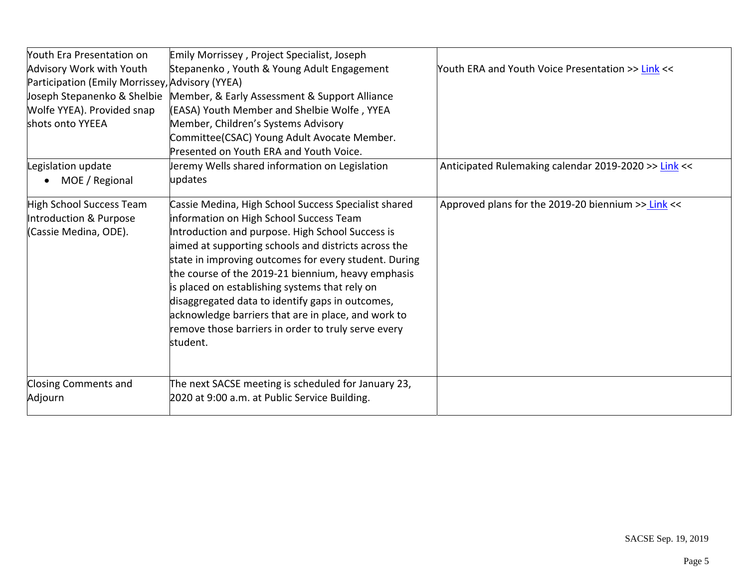| | | |
|---|---|---|
| Youth Era Presentation on Advisory Work with Youth Participation (Emily Morrissey, Joseph Stepanenko & Shelbie Wolfe YYEA). Provided snap shots onto YYEEA | Emily Morrissey , Project Specialist, Joseph Stepanenko , Youth & Young Adult Engagement Advisory (YYEA) Member, & Early Assessment & Support Alliance (EASA) Youth Member and Shelbie Wolfe , YYEA Member, Children's Systems Advisory Committee(CSAC) Young Adult Avocate Member. Presented on Youth ERA and Youth Voice. | Youth ERA and Youth Voice Presentation >> Link << |
| Legislation update<br>• MOE / Regional | Jeremy Wells shared information on Legislation updates | Anticipated Rulemaking calendar 2019-2020 >> Link << |
| High School Success Team Introduction & Purpose (Cassie Medina, ODE). | Cassie Medina, High School Success Specialist shared information on High School Success Team Introduction and purpose. High School Success is aimed at supporting schools and districts across the state in improving outcomes for every student. During the course of the 2019-21 biennium, heavy emphasis is placed on establishing systems that rely on disaggregated data to identify gaps in outcomes, acknowledge barriers that are in place, and work to remove those barriers in order to truly serve every student. | Approved plans for the 2019-20 biennium >> Link << |
| Closing Comments and Adjourn | The next SACSE meeting is scheduled for January 23, 2020 at 9:00 a.m. at Public Service Building. | |